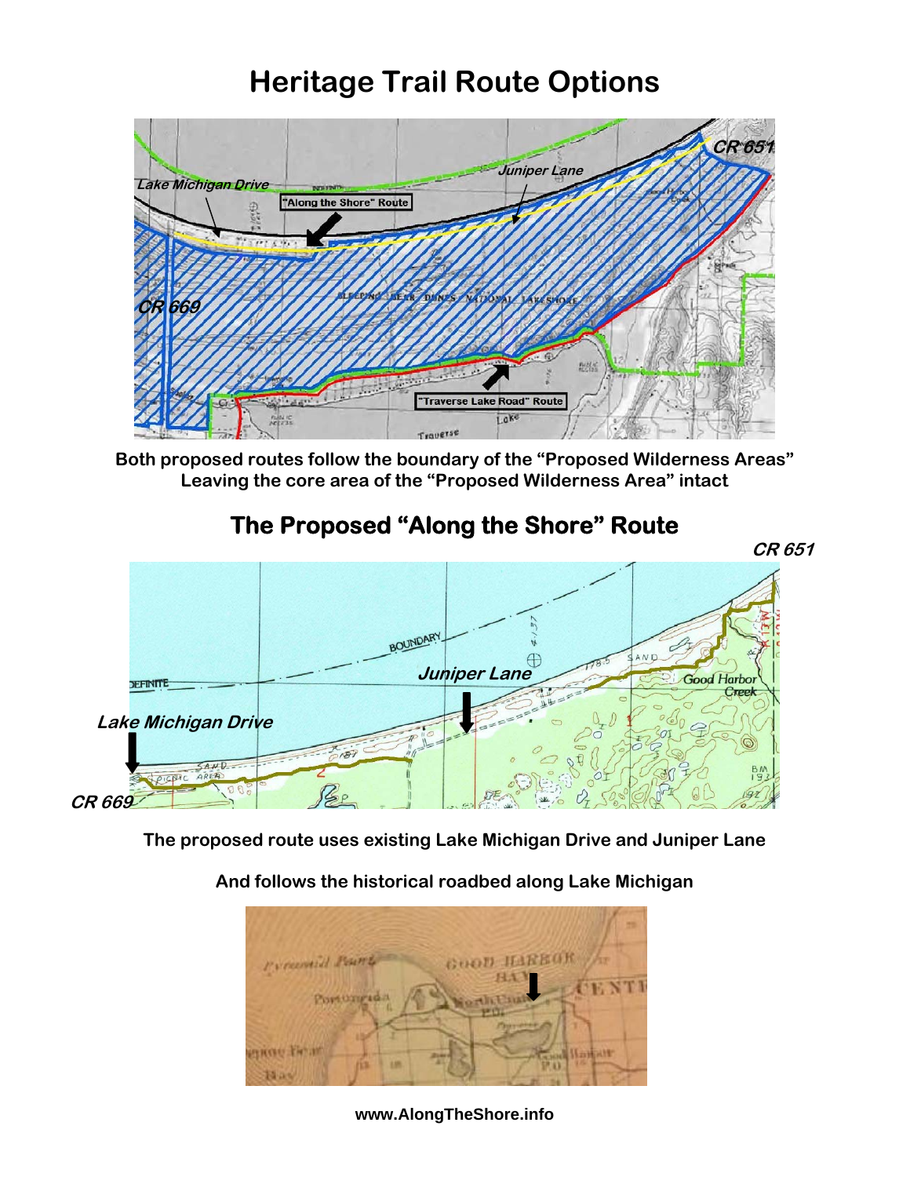# Heritage Trail Route Options

**Both proposed routes follow the boundary of the "Proposed Wilderness Areas"**
**Leaving the core area of the "Proposed Wilderness Area" intact**

## The Proposed "Along the Shore" Route

**The proposed route uses existing Lake Michigan Drive and Juniper Lane**

**And follows the historical roadbed along Lake Michigan**

**www.AlongTheShore.info**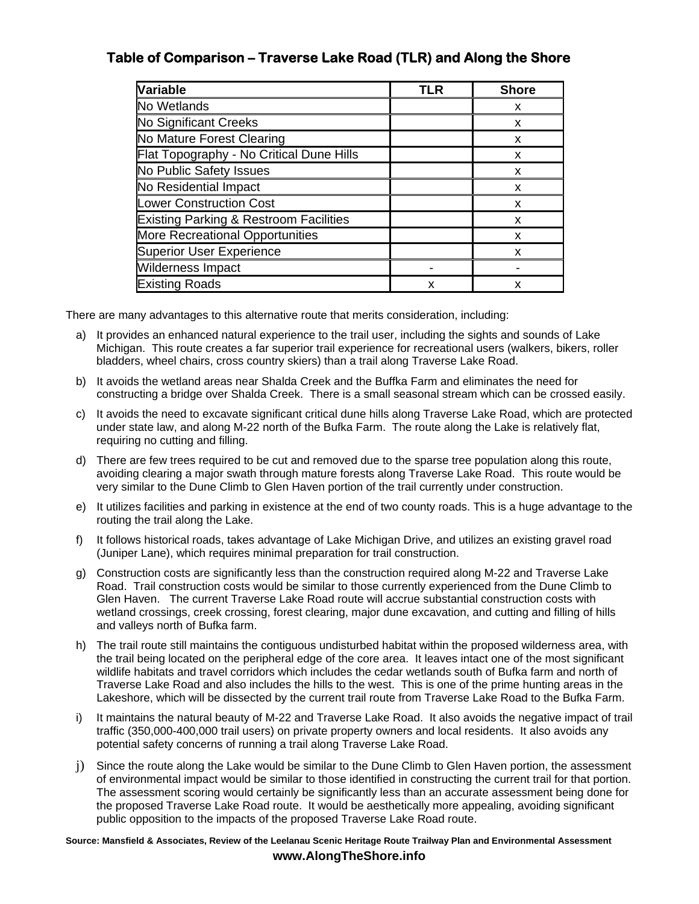## Table of Comparison – Traverse Lake Road (TLR) and Along the Shore

| Variable | TLR | Shore |
|---|---|---|
| No Wetlands | | x |
| No Significant Creeks | | x |
| No Mature Forest Clearing | | x |
| Flat Topography - No Critical Dune Hills | | x |
| No Public Safety Issues | | x |
| No Residential Impact | | x |
| Lower Construction Cost | | x |
| Existing Parking & Restroom Facilities | | x |
| More Recreational Opportunities | | x |
| Superior User Experience | | x |
| Wilderness Impact | - | - |
| Existing Roads | x | x |

There are many advantages to this alternative route that merits consideration, including:

a) It provides an enhanced natural experience to the trail user, including the sights and sounds of Lake Michigan. This route creates a far superior trail experience for recreational users (walkers, bikers, roller bladders, wheel chairs, cross country skiers) than a trail along Traverse Lake Road.

b) It avoids the wetland areas near Shalda Creek and the Buffka Farm and eliminates the need for constructing a bridge over Shalda Creek. There is a small seasonal stream which can be crossed easily.

c) It avoids the need to excavate significant critical dune hills along Traverse Lake Road, which are protected under state law, and along M-22 north of the Bufka Farm. The route along the Lake is relatively flat, requiring no cutting and filling.

d) There are few trees required to be cut and removed due to the sparse tree population along this route, avoiding clearing a major swath through mature forests along Traverse Lake Road. This route would be very similar to the Dune Climb to Glen Haven portion of the trail currently under construction.

e) It utilizes facilities and parking in existence at the end of two county roads. This is a huge advantage to the routing the trail along the Lake.

f) It follows historical roads, takes advantage of Lake Michigan Drive, and utilizes an existing gravel road (Juniper Lane), which requires minimal preparation for trail construction.

g) Construction costs are significantly less than the construction required along M-22 and Traverse Lake Road. Trail construction costs would be similar to those currently experienced from the Dune Climb to Glen Haven. The current Traverse Lake Road route will accrue substantial construction costs with wetland crossings, creek crossing, forest clearing, major dune excavation, and cutting and filling of hills and valleys north of Bufka farm.

h) The trail route still maintains the contiguous undisturbed habitat within the proposed wilderness area, with the trail being located on the peripheral edge of the core area. It leaves intact one of the most significant wildlife habitats and travel corridors which includes the cedar wetlands south of Bufka farm and north of Traverse Lake Road and also includes the hills to the west. This is one of the prime hunting areas in the Lakeshore, which will be dissected by the current trail route from Traverse Lake Road to the Bufka Farm.

i) It maintains the natural beauty of M-22 and Traverse Lake Road. It also avoids the negative impact of trail traffic (350,000-400,000 trail users) on private property owners and local residents. It also avoids any potential safety concerns of running a trail along Traverse Lake Road.

j) Since the route along the Lake would be similar to the Dune Climb to Glen Haven portion, the assessment of environmental impact would be similar to those identified in constructing the current trail for that portion. The assessment scoring would certainly be significantly less than an accurate assessment being done for the proposed Traverse Lake Road route. It would be aesthetically more appealing, avoiding significant public opposition to the impacts of the proposed Traverse Lake Road route.

**Source: Mansfield & Associates, Review of the Leelanau Scenic Heritage Route Trailway Plan and Environmental Assessment**

**www.AlongTheShore.info**